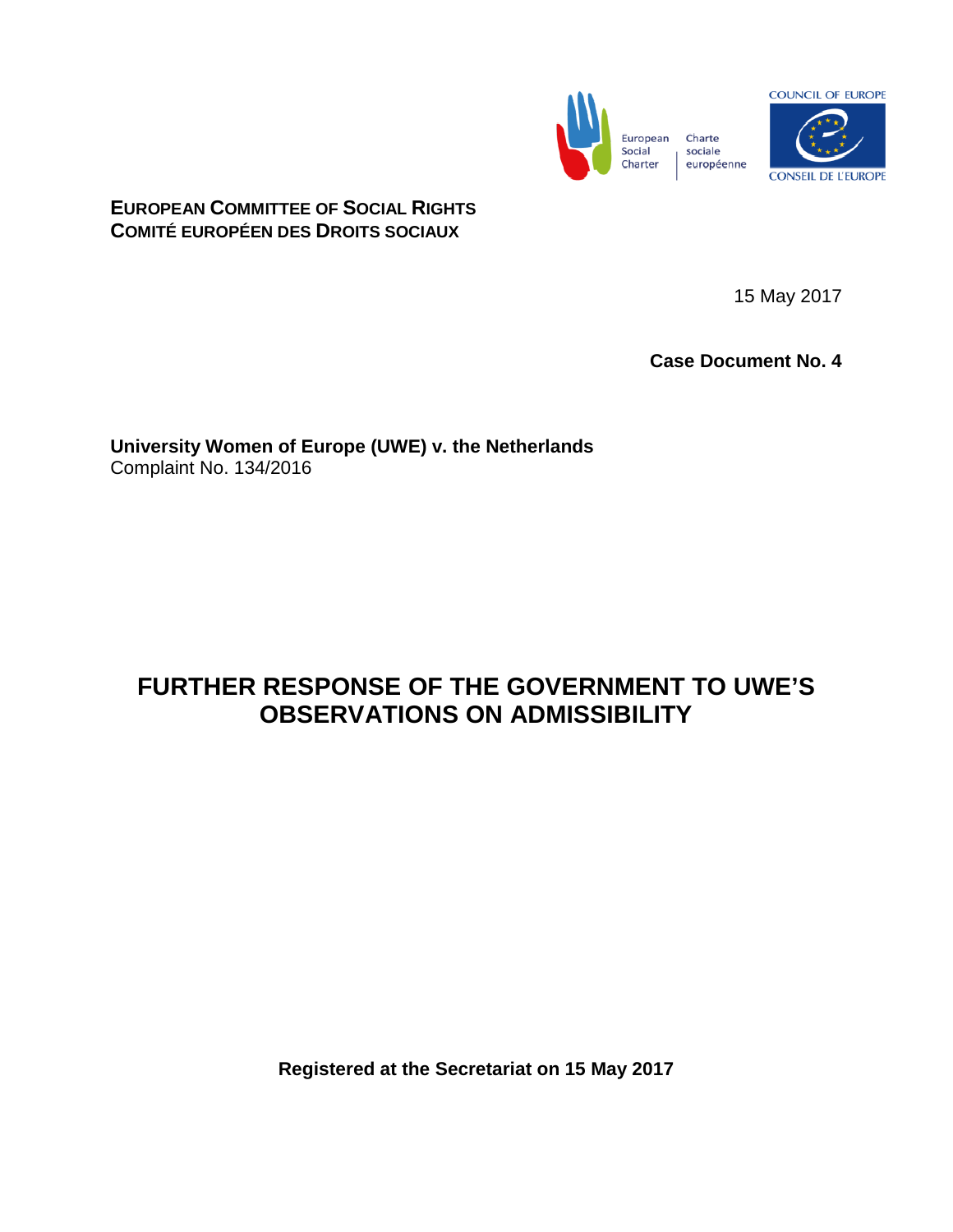**EUROPEAN COMMITTEE OF SOCIAL RIGHTS**
**COMITÉ EUROPÉEN DES DROITS SOCIAUX**

15 May 2017

**Case Document No. 4**

**University Women of Europe (UWE) v. the Netherlands**
Complaint No. 134/2016

# FURTHER RESPONSE OF THE GOVERNMENT TO UWE'S OBSERVATIONS ON ADMISSIBILITY

**Registered at the Secretariat on 15 May 2017**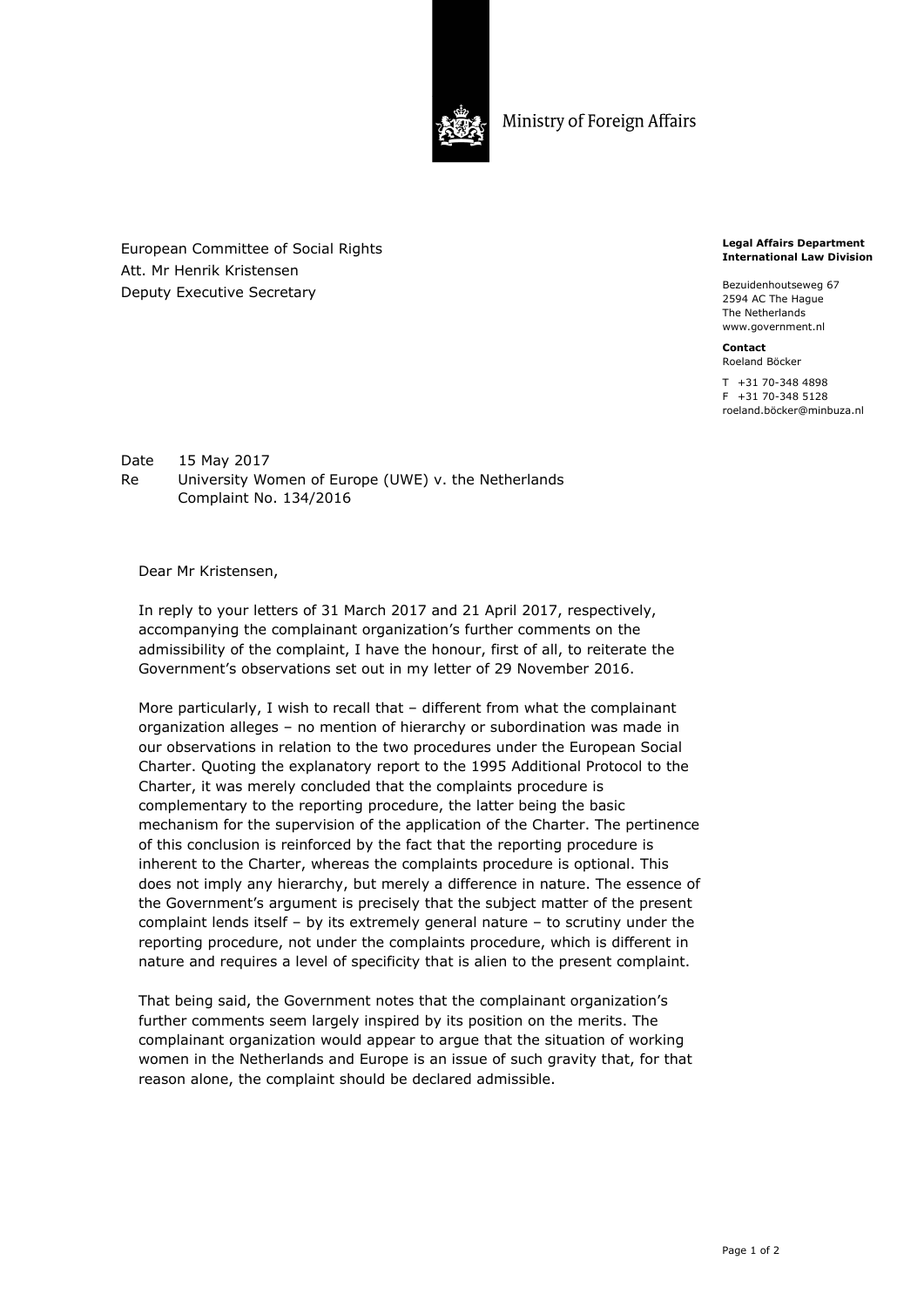Ministry of Foreign Affairs

European Committee of Social Rights
Att. Mr Henrik Kristensen
Deputy Executive Secretary

**Legal Affairs Department**
**International Law Division**

Bezuidenhoutseweg 67
2594 AC The Hague
The Netherlands
www.government.nl

**Contact**
Roeland Böcker

T +31 70-348 4898
F +31 70-348 5128
roeland.böcker@minbuza.nl

Date 15 May 2017
Re University Women of Europe (UWE) v. the Netherlands
Complaint No. 134/2016

Dear Mr Kristensen,

In reply to your letters of 31 March 2017 and 21 April 2017, respectively, accompanying the complainant organization's further comments on the admissibility of the complaint, I have the honour, first of all, to reiterate the Government's observations set out in my letter of 29 November 2016.

More particularly, I wish to recall that – different from what the complainant organization alleges – no mention of hierarchy or subordination was made in our observations in relation to the two procedures under the European Social Charter. Quoting the explanatory report to the 1995 Additional Protocol to the Charter, it was merely concluded that the complaints procedure is complementary to the reporting procedure, the latter being the basic mechanism for the supervision of the application of the Charter. The pertinence of this conclusion is reinforced by the fact that the reporting procedure is inherent to the Charter, whereas the complaints procedure is optional. This does not imply any hierarchy, but merely a difference in nature. The essence of the Government's argument is precisely that the subject matter of the present complaint lends itself – by its extremely general nature – to scrutiny under the reporting procedure, not under the complaints procedure, which is different in nature and requires a level of specificity that is alien to the present complaint.

That being said, the Government notes that the complainant organization's further comments seem largely inspired by its position on the merits. The complainant organization would appear to argue that the situation of working women in the Netherlands and Europe is an issue of such gravity that, for that reason alone, the complaint should be declared admissible.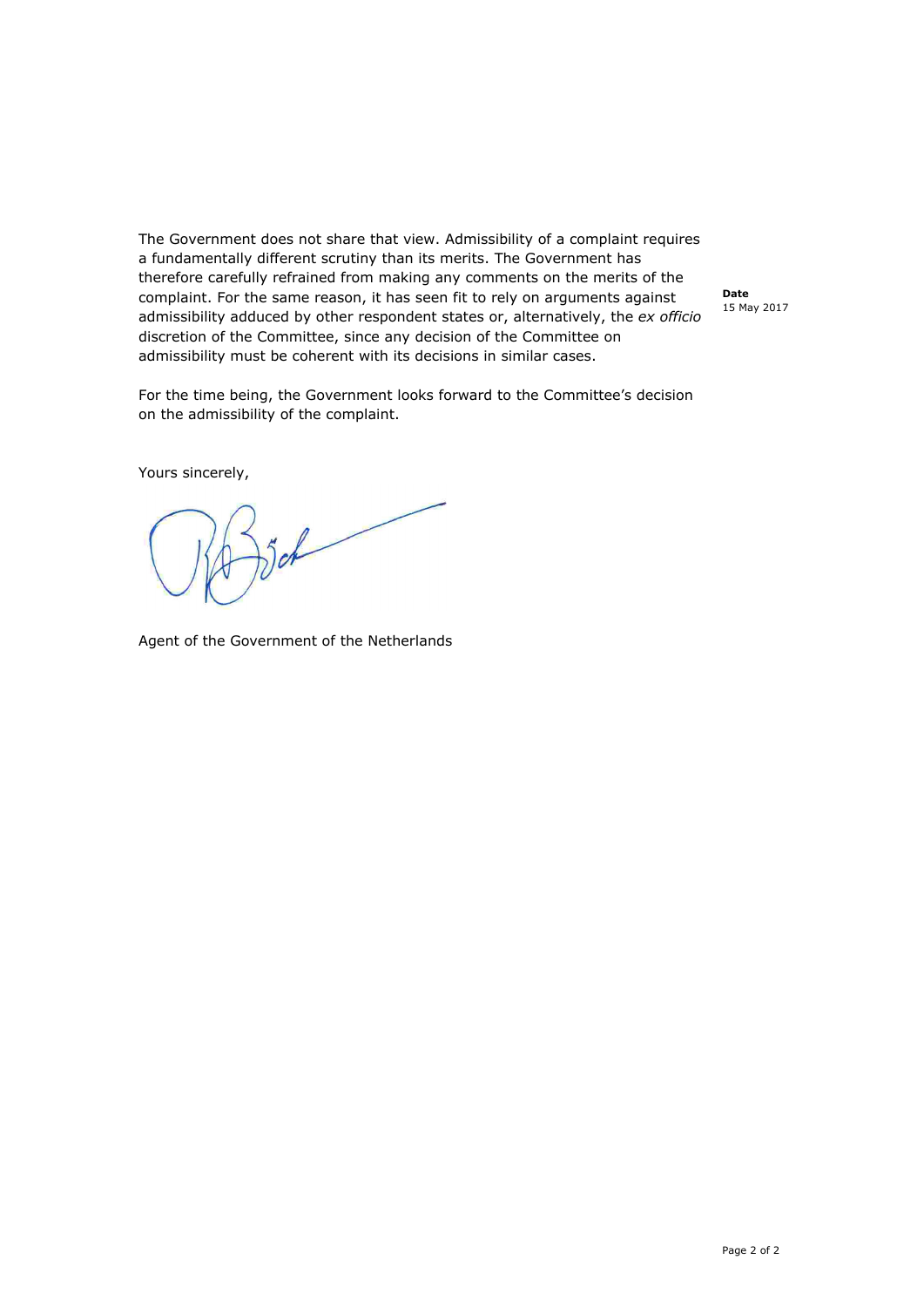The Government does not share that view. Admissibility of a complaint requires a fundamentally different scrutiny than its merits. The Government has therefore carefully refrained from making any comments on the merits of the complaint. For the same reason, it has seen fit to rely on arguments against admissibility adduced by other respondent states or, alternatively, the *ex officio* discretion of the Committee, since any decision of the Committee on admissibility must be coherent with its decisions in similar cases.

**Date**
15 May 2017

For the time being, the Government looks forward to the Committee's decision on the admissibility of the complaint.

Yours sincerely,

Agent of the Government of the Netherlands